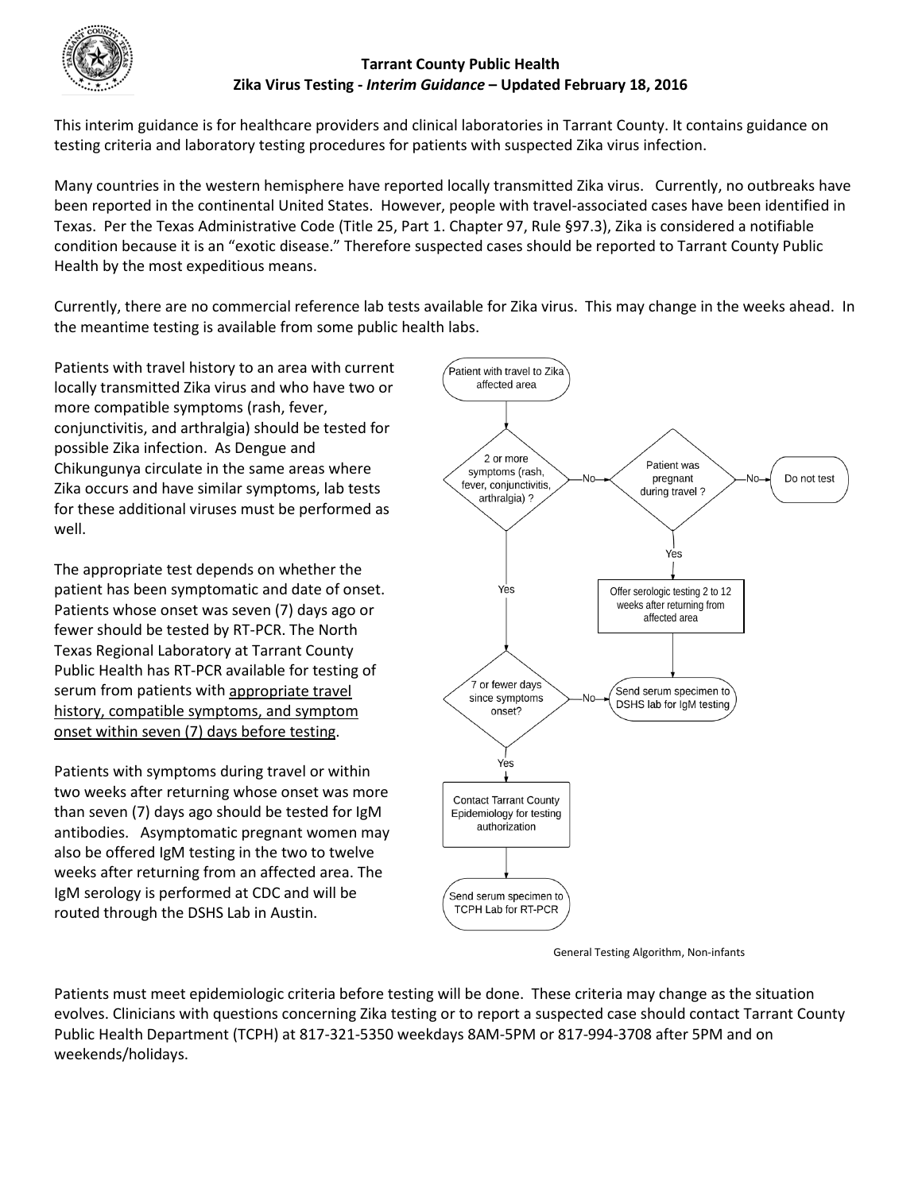**Tarrant County Public Health**
**Zika Virus Testing - *Interim Guidance* – Updated February 18, 2016**

This interim guidance is for healthcare providers and clinical laboratories in Tarrant County. It contains guidance on testing criteria and laboratory testing procedures for patients with suspected Zika virus infection.

Many countries in the western hemisphere have reported locally transmitted Zika virus. Currently, no outbreaks have been reported in the continental United States. However, people with travel-associated cases have been identified in Texas. Per the Texas Administrative Code (Title 25, Part 1. Chapter 97, Rule §97.3), Zika is considered a notifiable condition because it is an "exotic disease." Therefore suspected cases should be reported to Tarrant County Public Health by the most expeditious means.

Currently, there are no commercial reference lab tests available for Zika virus. This may change in the weeks ahead. In the meantime testing is available from some public health labs.

Patients with travel history to an area with current locally transmitted Zika virus and who have two or more compatible symptoms (rash, fever, conjunctivitis, and arthralgia) should be tested for possible Zika infection. As Dengue and Chikungunya circulate in the same areas where Zika occurs and have similar symptoms, lab tests for these additional viruses must be performed as well.

The appropriate test depends on whether the patient has been symptomatic and date of onset. Patients whose onset was seven (7) days ago or fewer should be tested by RT-PCR. The North Texas Regional Laboratory at Tarrant County Public Health has RT-PCR available for testing of serum from patients with appropriate travel history, compatible symptoms, and symptom onset within seven (7) days before testing.

Patients with symptoms during travel or within two weeks after returning whose onset was more than seven (7) days ago should be tested for IgM antibodies. Asymptomatic pregnant women may also be offered IgM testing in the two to twelve weeks after returning from an affected area. The IgM serology is performed at CDC and will be routed through the DSHS Lab in Austin.

- Patient with travel to Zika affected area
  - 2 or more symptoms (rash, fever, conjunctivitis, arthralgia) ?
    - No → Patient was pregnant during travel ?
      - No → Do not test
      - Yes → Offer serologic testing 2 to 12 weeks after returning from affected area → Send serum specimen to DSHS lab for IgM testing
    - Yes → 7 or fewer days since symptoms onset?
      - No → Send serum specimen to DSHS lab for IgM testing
      - Yes → Contact Tarrant County Epidemiology for testing authorization → Send serum specimen to TCPH Lab for RT-PCR

General Testing Algorithm, Non-infants

Patients must meet epidemiologic criteria before testing will be done. These criteria may change as the situation evolves. Clinicians with questions concerning Zika testing or to report a suspected case should contact Tarrant County Public Health Department (TCPH) at 817-321-5350 weekdays 8AM-5PM or 817-994-3708 after 5PM and on weekends/holidays.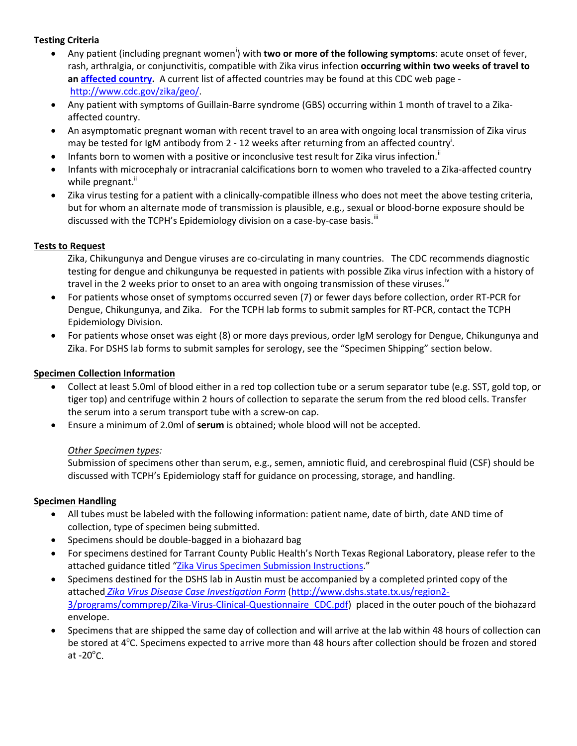**Testing Criteria**

- Any patient (including pregnant women[i]) with **two or more of the following symptoms**: acute onset of fever, rash, arthralgia, or conjunctivitis, compatible with Zika virus infection **occurring within two weeks of travel to an [affected country](http://www.cdc.gov/zika/geo/).** A current list of affected countries may be found at this CDC web page - [http://www.cdc.gov/zika/geo/](http://www.cdc.gov/zika/geo/).
- Any patient with symptoms of Guillain-Barre syndrome (GBS) occurring within 1 month of travel to a Zika-affected country.
- An asymptomatic pregnant woman with recent travel to an area with ongoing local transmission of Zika virus may be tested for IgM antibody from 2 - 12 weeks after returning from an affected country[i].
- Infants born to women with a positive or inconclusive test result for Zika virus infection.[ii]
- Infants with microcephaly or intracranial calcifications born to women who traveled to a Zika-affected country while pregnant.[ii]
- Zika virus testing for a patient with a clinically-compatible illness who does not meet the above testing criteria, but for whom an alternate mode of transmission is plausible, e.g., sexual or blood-borne exposure should be discussed with the TCPH's Epidemiology division on a case-by-case basis.[iii]

**Tests to Request**

Zika, Chikungunya and Dengue viruses are co-circulating in many countries. The CDC recommends diagnostic testing for dengue and chikungunya be requested in patients with possible Zika virus infection with a history of travel in the 2 weeks prior to onset to an area with ongoing transmission of these viruses.[iv]

- For patients whose onset of symptoms occurred seven (7) or fewer days before collection, order RT-PCR for Dengue, Chikungunya, and Zika. For the TCPH lab forms to submit samples for RT-PCR, contact the TCPH Epidemiology Division.
- For patients whose onset was eight (8) or more days previous, order IgM serology for Dengue, Chikungunya and Zika. For DSHS lab forms to submit samples for serology, see the "Specimen Shipping" section below.

**Specimen Collection Information**

- Collect at least 5.0ml of blood either in a red top collection tube or a serum separator tube (e.g. SST, gold top, or tiger top) and centrifuge within 2 hours of collection to separate the serum from the red blood cells. Transfer the serum into a serum transport tube with a screw-on cap.
- Ensure a minimum of 2.0ml of **serum** is obtained; whole blood will not be accepted.

*Other Specimen types:*

Submission of specimens other than serum, e.g., semen, amniotic fluid, and cerebrospinal fluid (CSF) should be discussed with TCPH's Epidemiology staff for guidance on processing, storage, and handling.

**Specimen Handling**

- All tubes must be labeled with the following information: patient name, date of birth, date AND time of collection, type of specimen being submitted.
- Specimens should be double-bagged in a biohazard bag
- For specimens destined for Tarrant County Public Health's North Texas Regional Laboratory, please refer to the attached guidance titled "Zika Virus Specimen Submission Instructions."
- Specimens destined for the DSHS lab in Austin must be accompanied by a completed printed copy of the attached *Zika Virus Disease Case Investigation Form* ([http://www.dshs.state.tx.us/region2-3/programs/commprep/Zika-Virus-Clinical-Questionnaire_CDC.pdf](http://www.dshs.state.tx.us/region2-3/programs/commprep/Zika-Virus-Clinical-Questionnaire_CDC.pdf)) placed in the outer pouch of the biohazard envelope.
- Specimens that are shipped the same day of collection and will arrive at the lab within 48 hours of collection can be stored at 4°C. Specimens expected to arrive more than 48 hours after collection should be frozen and stored at -20°C.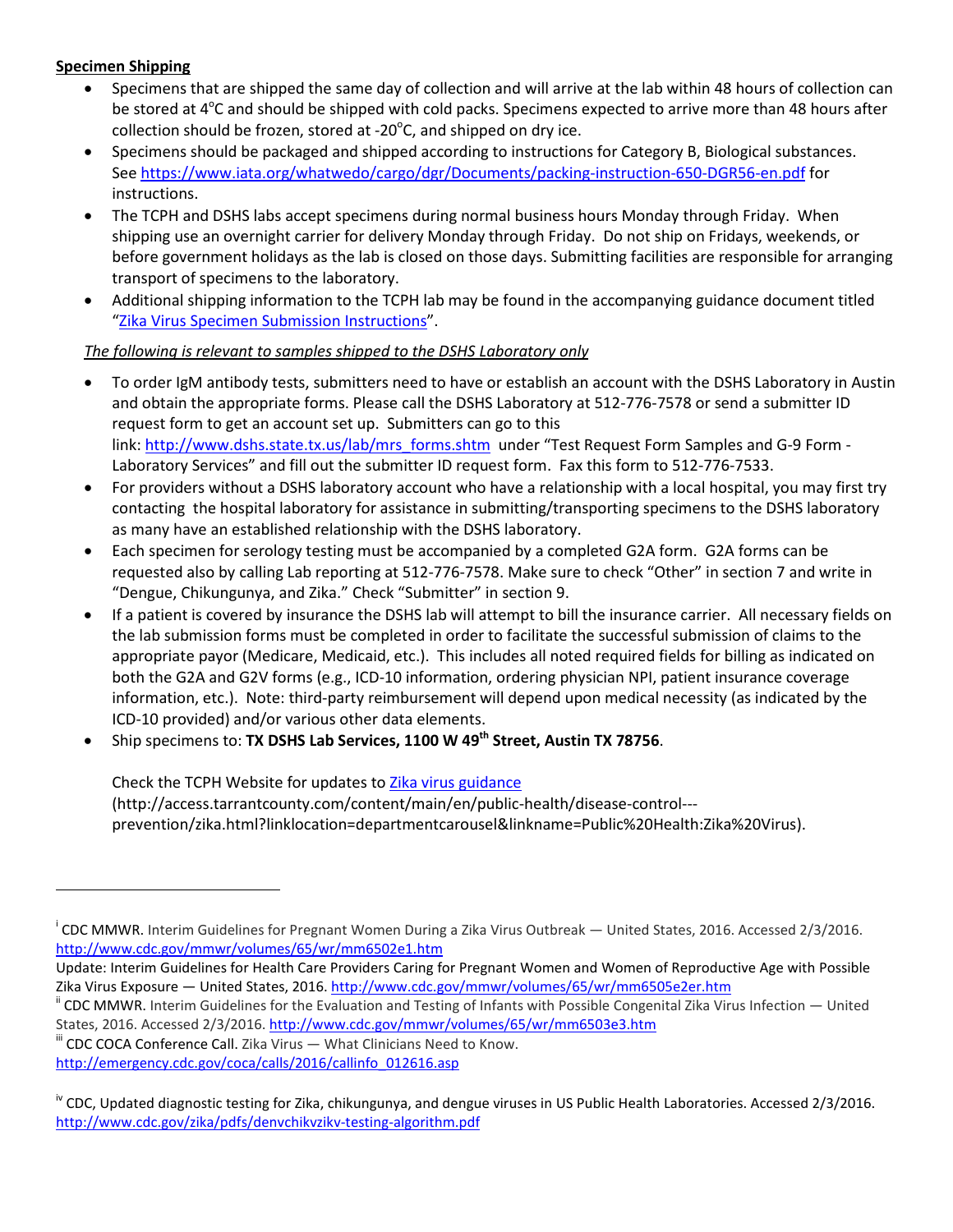**Specimen Shipping**

- Specimens that are shipped the same day of collection and will arrive at the lab within 48 hours of collection can be stored at 4°C and should be shipped with cold packs. Specimens expected to arrive more than 48 hours after collection should be frozen, stored at -20°C, and shipped on dry ice.
- Specimens should be packaged and shipped according to instructions for Category B, Biological substances. See https://www.iata.org/whatwedo/cargo/dgr/Documents/packing-instruction-650-DGR56-en.pdf for instructions.
- The TCPH and DSHS labs accept specimens during normal business hours Monday through Friday. When shipping use an overnight carrier for delivery Monday through Friday. Do not ship on Fridays, weekends, or before government holidays as the lab is closed on those days. Submitting facilities are responsible for arranging transport of specimens to the laboratory.
- Additional shipping information to the TCPH lab may be found in the accompanying guidance document titled "Zika Virus Specimen Submission Instructions".

*The following is relevant to samples shipped to the DSHS Laboratory only*

- To order IgM antibody tests, submitters need to have or establish an account with the DSHS Laboratory in Austin and obtain the appropriate forms. Please call the DSHS Laboratory at 512-776-7578 or send a submitter ID request form to get an account set up. Submitters can go to this link: http://www.dshs.state.tx.us/lab/mrs_forms.shtm under "Test Request Form Samples and G-9 Form - Laboratory Services" and fill out the submitter ID request form. Fax this form to 512-776-7533.
- For providers without a DSHS laboratory account who have a relationship with a local hospital, you may first try contacting the hospital laboratory for assistance in submitting/transporting specimens to the DSHS laboratory as many have an established relationship with the DSHS laboratory.
- Each specimen for serology testing must be accompanied by a completed G2A form. G2A forms can be requested also by calling Lab reporting at 512-776-7578. Make sure to check "Other" in section 7 and write in "Dengue, Chikungunya, and Zika." Check "Submitter" in section 9.
- If a patient is covered by insurance the DSHS lab will attempt to bill the insurance carrier. All necessary fields on the lab submission forms must be completed in order to facilitate the successful submission of claims to the appropriate payor (Medicare, Medicaid, etc.). This includes all noted required fields for billing as indicated on both the G2A and G2V forms (e.g., ICD-10 information, ordering physician NPI, patient insurance coverage information, etc.). Note: third-party reimbursement will depend upon medical necessity (as indicated by the ICD-10 provided) and/or various other data elements.
- Ship specimens to: **TX DSHS Lab Services, 1100 W 49th Street, Austin TX 78756**.

  Check the TCPH Website for updates to Zika virus guidance (http://access.tarrantcounty.com/content/main/en/public-health/disease-control---prevention/zika.html?linklocation=departmentcarousel&linkname=Public%20Health:Zika%20Virus).

---

[i] CDC MMWR. Interim Guidelines for Pregnant Women During a Zika Virus Outbreak — United States, 2016. Accessed 2/3/2016. http://www.cdc.gov/mmwr/volumes/65/wr/mm6502e1.htm
Update: Interim Guidelines for Health Care Providers Caring for Pregnant Women and Women of Reproductive Age with Possible Zika Virus Exposure — United States, 2016. http://www.cdc.gov/mmwr/volumes/65/wr/mm6505e2er.htm

[ii] CDC MMWR. Interim Guidelines for the Evaluation and Testing of Infants with Possible Congenital Zika Virus Infection — United States, 2016. Accessed 2/3/2016. http://www.cdc.gov/mmwr/volumes/65/wr/mm6503e3.htm

[iii] CDC COCA Conference Call. Zika Virus — What Clinicians Need to Know. http://emergency.cdc.gov/coca/calls/2016/callinfo_012616.asp

[iv] CDC, Updated diagnostic testing for Zika, chikungunya, and dengue viruses in US Public Health Laboratories. Accessed 2/3/2016. http://www.cdc.gov/zika/pdfs/denvchikvzikv-testing-algorithm.pdf